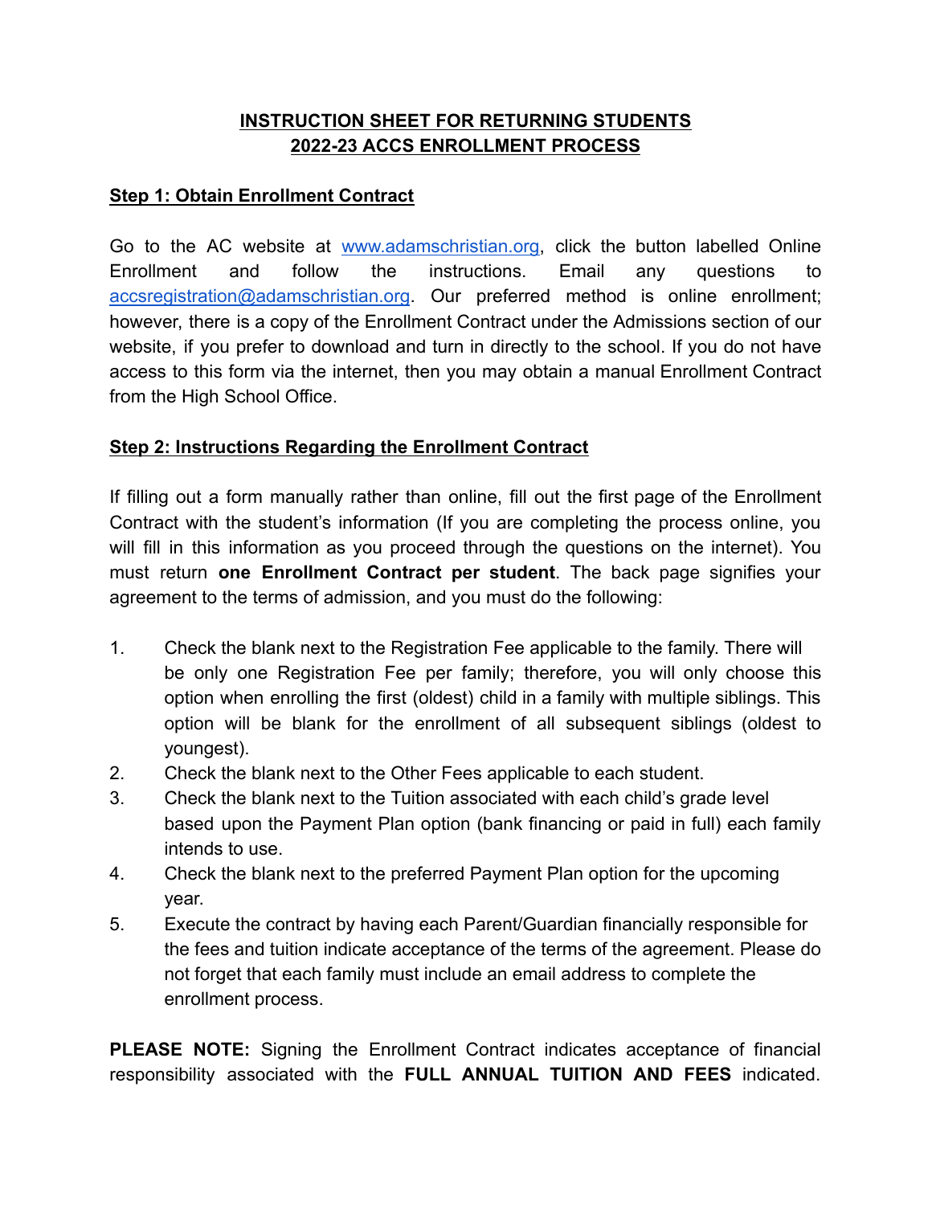# **INSTRUCTION SHEET FOR RETURNING STUDENTS**
# **2022-23 ACCS ENROLLMENT PROCESS**

## **Step 1: Obtain Enrollment Contract**

Go to the AC website at [www.adamschristian.org](http://www.adamschristian.org), click the button labelled Online Enrollment and follow the instructions. Email any questions to [accsregistration@adamschristian.org](mailto:accsregistration@adamschristian.org). Our preferred method is online enrollment; however, there is a copy of the Enrollment Contract under the Admissions section of our website, if you prefer to download and turn in directly to the school. If you do not have access to this form via the internet, then you may obtain a manual Enrollment Contract from the High School Office.

## **Step 2: Instructions Regarding the Enrollment Contract**

If filling out a form manually rather than online, fill out the first page of the Enrollment Contract with the student's information (If you are completing the process online, you will fill in this information as you proceed through the questions on the internet). You must return **one Enrollment Contract per student**. The back page signifies your agreement to the terms of admission, and you must do the following:

1. Check the blank next to the Registration Fee applicable to the family. There will be only one Registration Fee per family; therefore, you will only choose this option when enrolling the first (oldest) child in a family with multiple siblings. This option will be blank for the enrollment of all subsequent siblings (oldest to youngest).
2. Check the blank next to the Other Fees applicable to each student.
3. Check the blank next to the Tuition associated with each child's grade level based upon the Payment Plan option (bank financing or paid in full) each family intends to use.
4. Check the blank next to the preferred Payment Plan option for the upcoming year.
5. Execute the contract by having each Parent/Guardian financially responsible for the fees and tuition indicate acceptance of the terms of the agreement. Please do not forget that each family must include an email address to complete the enrollment process.

**PLEASE NOTE:** Signing the Enrollment Contract indicates acceptance of financial responsibility associated with the **FULL ANNUAL TUITION AND FEES** indicated.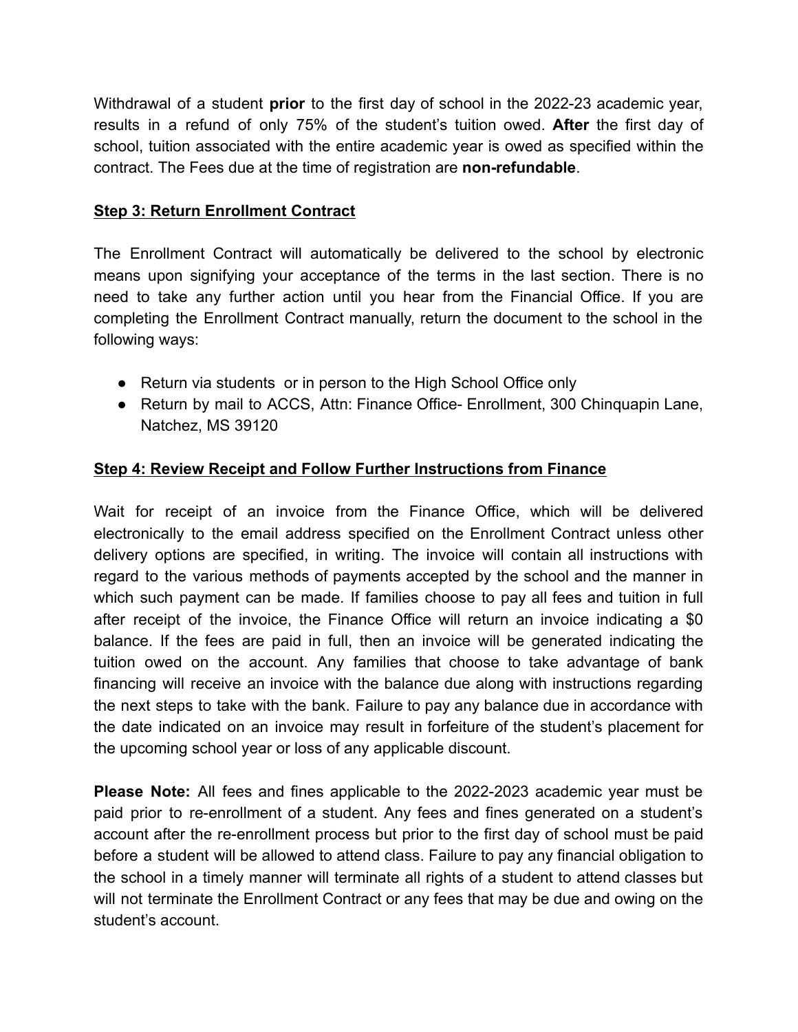Withdrawal of a student **prior** to the first day of school in the 2022-23 academic year, results in a refund of only 75% of the student's tuition owed. **After** the first day of school, tuition associated with the entire academic year is owed as specified within the contract. The Fees due at the time of registration are **non-refundable**.

**Step 3: Return Enrollment Contract**

The Enrollment Contract will automatically be delivered to the school by electronic means upon signifying your acceptance of the terms in the last section. There is no need to take any further action until you hear from the Financial Office. If you are completing the Enrollment Contract manually, return the document to the school in the following ways:

- Return via students or in person to the High School Office only
- Return by mail to ACCS, Attn: Finance Office- Enrollment, 300 Chinquapin Lane, Natchez, MS 39120

**Step 4: Review Receipt and Follow Further Instructions from Finance**

Wait for receipt of an invoice from the Finance Office, which will be delivered electronically to the email address specified on the Enrollment Contract unless other delivery options are specified, in writing. The invoice will contain all instructions with regard to the various methods of payments accepted by the school and the manner in which such payment can be made. If families choose to pay all fees and tuition in full after receipt of the invoice, the Finance Office will return an invoice indicating a $0 balance. If the fees are paid in full, then an invoice will be generated indicating the tuition owed on the account. Any families that choose to take advantage of bank financing will receive an invoice with the balance due along with instructions regarding the next steps to take with the bank. Failure to pay any balance due in accordance with the date indicated on an invoice may result in forfeiture of the student's placement for the upcoming school year or loss of any applicable discount.

**Please Note:** All fees and fines applicable to the 2022-2023 academic year must be paid prior to re-enrollment of a student. Any fees and fines generated on a student's account after the re-enrollment process but prior to the first day of school must be paid before a student will be allowed to attend class. Failure to pay any financial obligation to the school in a timely manner will terminate all rights of a student to attend classes but will not terminate the Enrollment Contract or any fees that may be due and owing on the student's account.